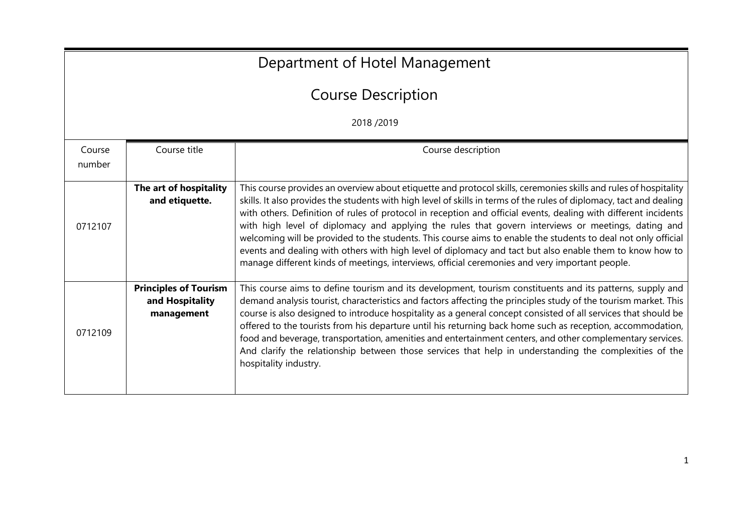# Department of Hotel Management

## Course Description

2018 /2019

| Course number | Course title | Course description |
|---|---|---|
| 0712107 | **The art of hospitality and etiquette.** | This course provides an overview about etiquette and protocol skills, ceremonies skills and rules of hospitality skills. It also provides the students with high level of skills in terms of the rules of diplomacy, tact and dealing with others. Definition of rules of protocol in reception and official events, dealing with different incidents with high level of diplomacy and applying the rules that govern interviews or meetings, dating and welcoming will be provided to the students. This course aims to enable the students to deal not only official events and dealing with others with high level of diplomacy and tact but also enable them to know how to manage different kinds of meetings, interviews, official ceremonies and very important people. |
| 0712109 | **Principles of Tourism and Hospitality management** | This course aims to define tourism and its development, tourism constituents and its patterns, supply and demand analysis tourist, characteristics and factors affecting the principles study of the tourism market. This course is also designed to introduce hospitality as a general concept consisted of all services that should be offered to the tourists from his departure until his returning back home such as reception, accommodation, food and beverage, transportation, amenities and entertainment centers, and other complementary services. And clarify the relationship between those services that help in understanding the complexities of the hospitality industry. |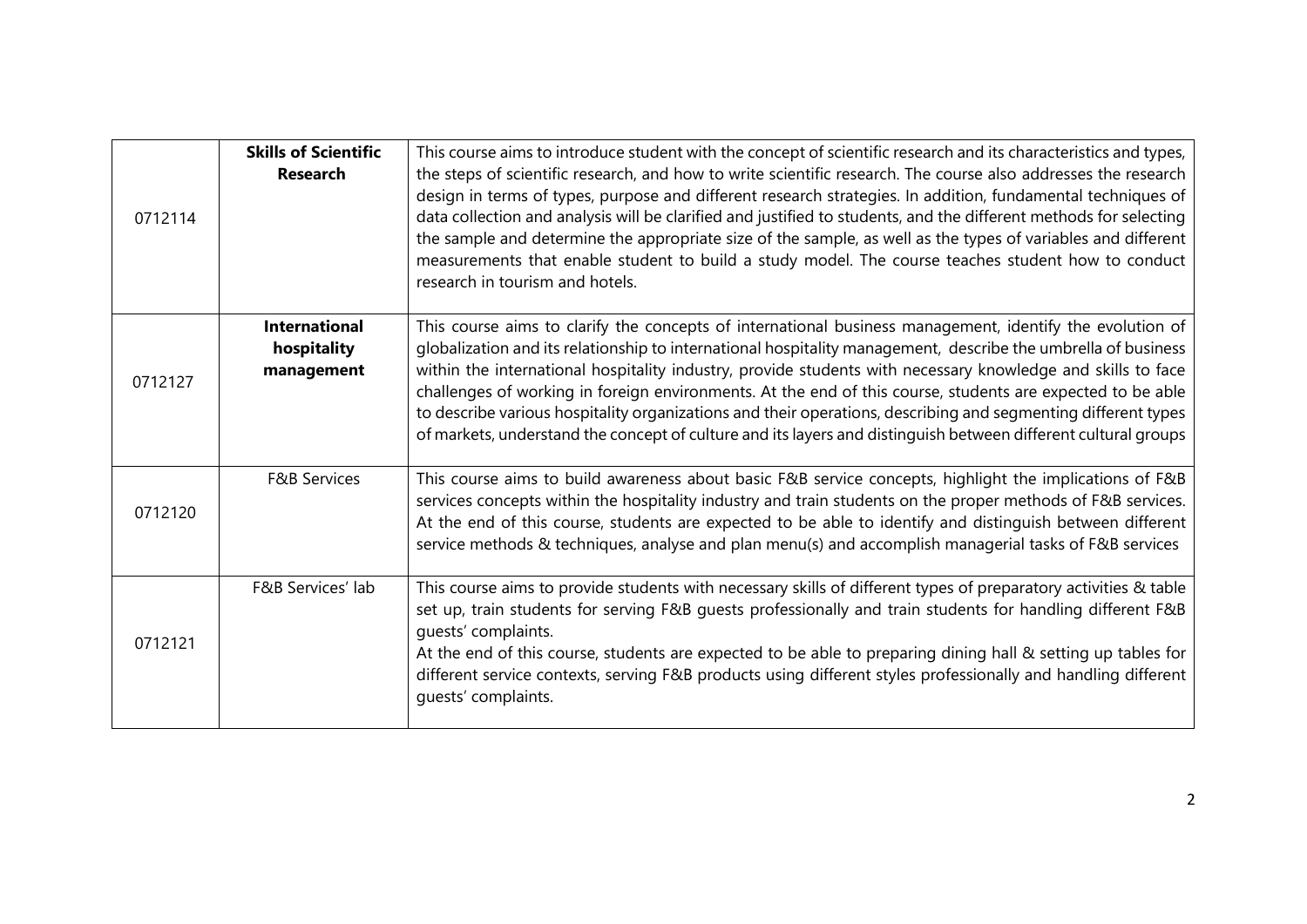| | | |
|---|---|---|
| 0712114 | **Skills of Scientific Research** | This course aims to introduce student with the concept of scientific research and its characteristics and types, the steps of scientific research, and how to write scientific research. The course also addresses the research design in terms of types, purpose and different research strategies. In addition, fundamental techniques of data collection and analysis will be clarified and justified to students, and the different methods for selecting the sample and determine the appropriate size of the sample, as well as the types of variables and different measurements that enable student to build a study model. The course teaches student how to conduct research in tourism and hotels. |
| 0712127 | **International hospitality management** | This course aims to clarify the concepts of international business management, identify the evolution of globalization and its relationship to international hospitality management, describe the umbrella of business within the international hospitality industry, provide students with necessary knowledge and skills to face challenges of working in foreign environments. At the end of this course, students are expected to be able to describe various hospitality organizations and their operations, describing and segmenting different types of markets, understand the concept of culture and its layers and distinguish between different cultural groups |
| 0712120 | F&B Services | This course aims to build awareness about basic F&B service concepts, highlight the implications of F&B services concepts within the hospitality industry and train students on the proper methods of F&B services. At the end of this course, students are expected to be able to identify and distinguish between different service methods & techniques, analyse and plan menu(s) and accomplish managerial tasks of F&B services |
| 0712121 | F&B Services' lab | This course aims to provide students with necessary skills of different types of preparatory activities & table set up, train students for serving F&B guests professionally and train students for handling different F&B guests' complaints.<br>At the end of this course, students are expected to be able to preparing dining hall & setting up tables for different service contexts, serving F&B products using different styles professionally and handling different guests' complaints. |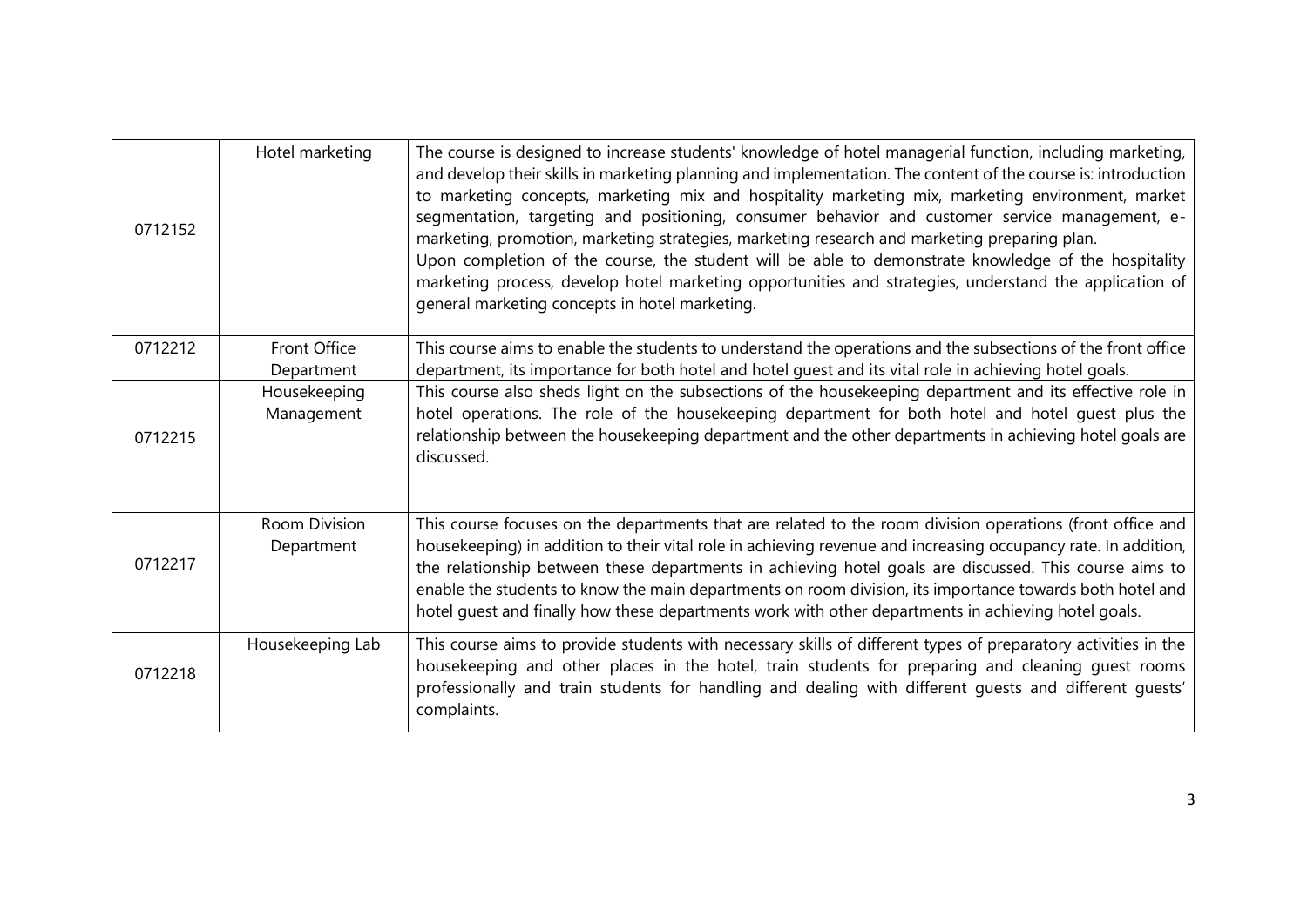| | | |
|---|---|---|
| 0712152 | Hotel marketing | The course is designed to increase students' knowledge of hotel managerial function, including marketing, and develop their skills in marketing planning and implementation. The content of the course is: introduction to marketing concepts, marketing mix and hospitality marketing mix, marketing environment, market segmentation, targeting and positioning, consumer behavior and customer service management, e-marketing, promotion, marketing strategies, marketing research and marketing preparing plan. Upon completion of the course, the student will be able to demonstrate knowledge of the hospitality marketing process, develop hotel marketing opportunities and strategies, understand the application of general marketing concepts in hotel marketing. |
| 0712212 | Front Office Department | This course aims to enable the students to understand the operations and the subsections of the front office department, its importance for both hotel and hotel guest and its vital role in achieving hotel goals. |
| 0712215 | Housekeeping Management | This course also sheds light on the subsections of the housekeeping department and its effective role in hotel operations. The role of the housekeeping department for both hotel and hotel guest plus the relationship between the housekeeping department and the other departments in achieving hotel goals are discussed. |
| 0712217 | Room Division Department | This course focuses on the departments that are related to the room division operations (front office and housekeeping) in addition to their vital role in achieving revenue and increasing occupancy rate. In addition, the relationship between these departments in achieving hotel goals are discussed. This course aims to enable the students to know the main departments on room division, its importance towards both hotel and hotel guest and finally how these departments work with other departments in achieving hotel goals. |
| 0712218 | Housekeeping Lab | This course aims to provide students with necessary skills of different types of preparatory activities in the housekeeping and other places in the hotel, train students for preparing and cleaning guest rooms professionally and train students for handling and dealing with different guests and different guests' complaints. |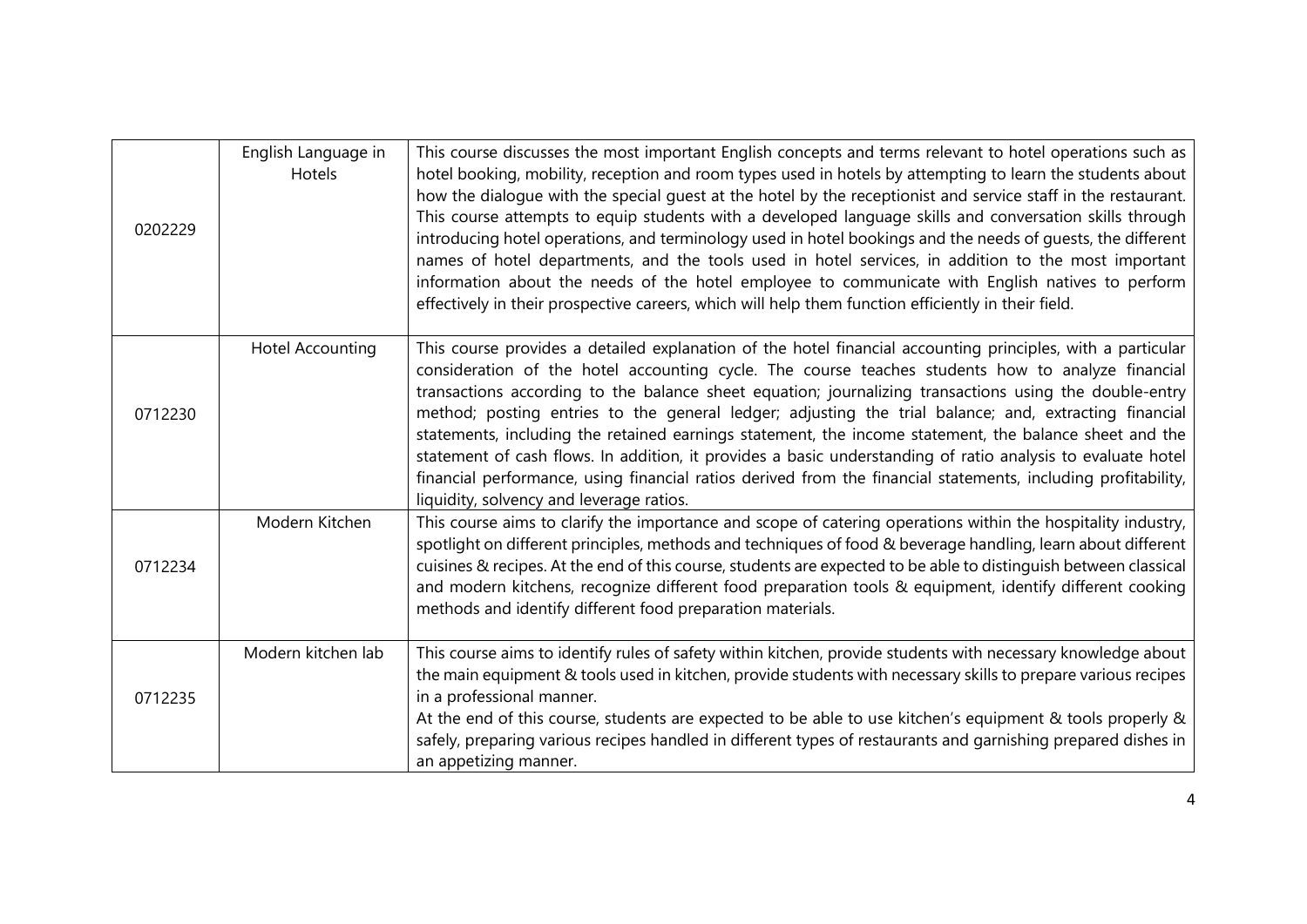| | | |
|---|---|---|
| 0202229 | English Language in Hotels | This course discusses the most important English concepts and terms relevant to hotel operations such as hotel booking, mobility, reception and room types used in hotels by attempting to learn the students about how the dialogue with the special guest at the hotel by the receptionist and service staff in the restaurant. This course attempts to equip students with a developed language skills and conversation skills through introducing hotel operations, and terminology used in hotel bookings and the needs of guests, the different names of hotel departments, and the tools used in hotel services, in addition to the most important information about the needs of the hotel employee to communicate with English natives to perform effectively in their prospective careers, which will help them function efficiently in their field. |
| 0712230 | Hotel Accounting | This course provides a detailed explanation of the hotel financial accounting principles, with a particular consideration of the hotel accounting cycle. The course teaches students how to analyze financial transactions according to the balance sheet equation; journalizing transactions using the double-entry method; posting entries to the general ledger; adjusting the trial balance; and, extracting financial statements, including the retained earnings statement, the income statement, the balance sheet and the statement of cash flows. In addition, it provides a basic understanding of ratio analysis to evaluate hotel financial performance, using financial ratios derived from the financial statements, including profitability, liquidity, solvency and leverage ratios. |
| 0712234 | Modern Kitchen | This course aims to clarify the importance and scope of catering operations within the hospitality industry, spotlight on different principles, methods and techniques of food & beverage handling, learn about different cuisines & recipes. At the end of this course, students are expected to be able to distinguish between classical and modern kitchens, recognize different food preparation tools & equipment, identify different cooking methods and identify different food preparation materials. |
| 0712235 | Modern kitchen lab | This course aims to identify rules of safety within kitchen, provide students with necessary knowledge about the main equipment & tools used in kitchen, provide students with necessary skills to prepare various recipes in a professional manner.<br>At the end of this course, students are expected to be able to use kitchen's equipment & tools properly & safely, preparing various recipes handled in different types of restaurants and garnishing prepared dishes in an appetizing manner. |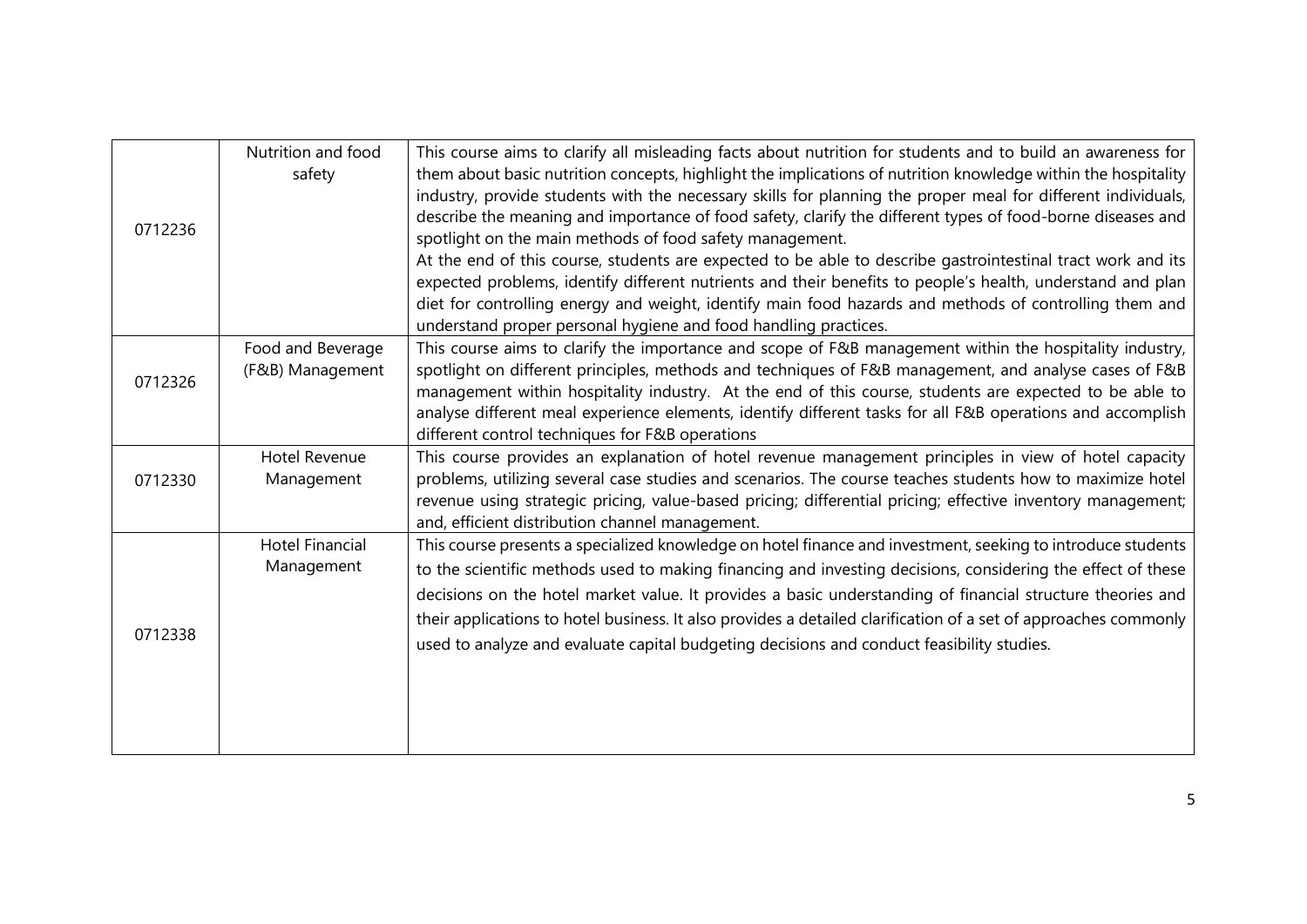| | | |
|---|---|---|
| 0712236 | Nutrition and food safety | This course aims to clarify all misleading facts about nutrition for students and to build an awareness for them about basic nutrition concepts, highlight the implications of nutrition knowledge within the hospitality industry, provide students with the necessary skills for planning the proper meal for different individuals, describe the meaning and importance of food safety, clarify the different types of food-borne diseases and spotlight on the main methods of food safety management.<br>At the end of this course, students are expected to be able to describe gastrointestinal tract work and its expected problems, identify different nutrients and their benefits to people's health, understand and plan diet for controlling energy and weight, identify main food hazards and methods of controlling them and understand proper personal hygiene and food handling practices. |
| 0712326 | Food and Beverage (F&B) Management | This course aims to clarify the importance and scope of F&B management within the hospitality industry, spotlight on different principles, methods and techniques of F&B management, and analyse cases of F&B management within hospitality industry. At the end of this course, students are expected to be able to analyse different meal experience elements, identify different tasks for all F&B operations and accomplish different control techniques for F&B operations |
| 0712330 | Hotel Revenue Management | This course provides an explanation of hotel revenue management principles in view of hotel capacity problems, utilizing several case studies and scenarios. The course teaches students how to maximize hotel revenue using strategic pricing, value-based pricing; differential pricing; effective inventory management; and, efficient distribution channel management. |
| 0712338 | Hotel Financial Management | This course presents a specialized knowledge on hotel finance and investment, seeking to introduce students to the scientific methods used to making financing and investing decisions, considering the effect of these decisions on the hotel market value. It provides a basic understanding of financial structure theories and their applications to hotel business. It also provides a detailed clarification of a set of approaches commonly used to analyze and evaluate capital budgeting decisions and conduct feasibility studies. |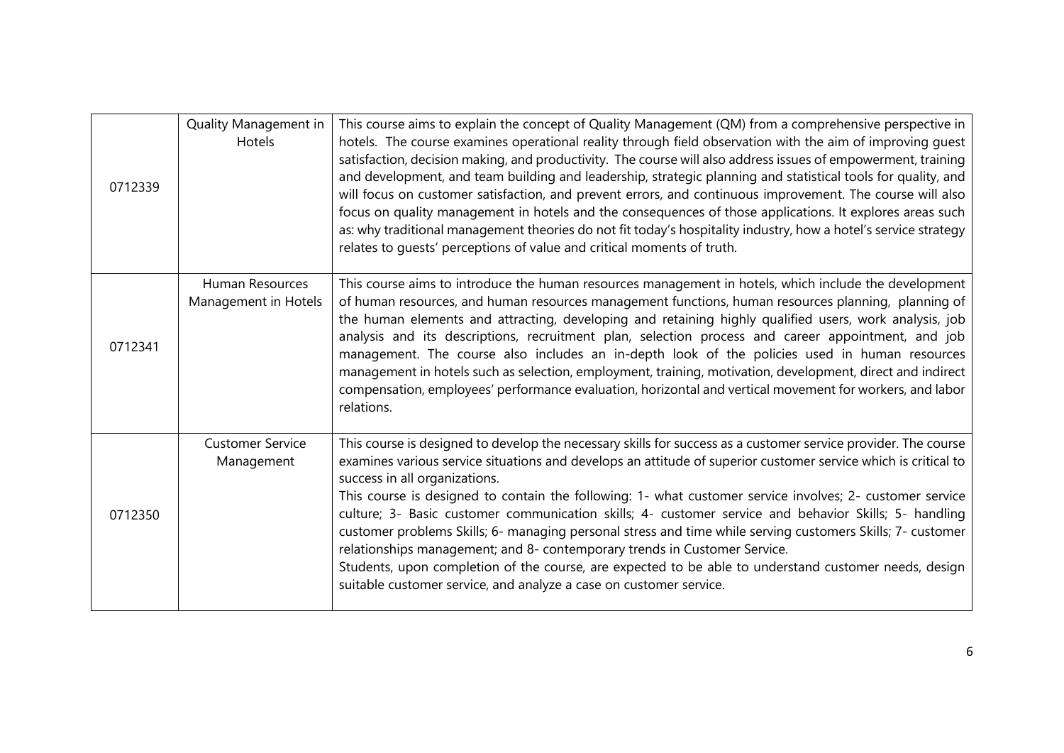| | | |
|---|---|---|
| 0712339 | Quality Management in Hotels | This course aims to explain the concept of Quality Management (QM) from a comprehensive perspective in hotels. The course examines operational reality through field observation with the aim of improving guest satisfaction, decision making, and productivity. The course will also address issues of empowerment, training and development, and team building and leadership, strategic planning and statistical tools for quality, and will focus on customer satisfaction, and prevent errors, and continuous improvement. The course will also focus on quality management in hotels and the consequences of those applications. It explores areas such as: why traditional management theories do not fit today's hospitality industry, how a hotel's service strategy relates to guests' perceptions of value and critical moments of truth. |
| 0712341 | Human Resources Management in Hotels | This course aims to introduce the human resources management in hotels, which include the development of human resources, and human resources management functions, human resources planning, planning of the human elements and attracting, developing and retaining highly qualified users, work analysis, job analysis and its descriptions, recruitment plan, selection process and career appointment, and job management. The course also includes an in-depth look of the policies used in human resources management in hotels such as selection, employment, training, motivation, development, direct and indirect compensation, employees' performance evaluation, horizontal and vertical movement for workers, and labor relations. |
| 0712350 | Customer Service Management | This course is designed to develop the necessary skills for success as a customer service provider. The course examines various service situations and develops an attitude of superior customer service which is critical to success in all organizations.<br>This course is designed to contain the following: 1- what customer service involves; 2- customer service culture; 3- Basic customer communication skills; 4- customer service and behavior Skills; 5- handling customer problems Skills; 6- managing personal stress and time while serving customers Skills; 7- customer relationships management; and 8- contemporary trends in Customer Service.<br>Students, upon completion of the course, are expected to be able to understand customer needs, design suitable customer service, and analyze a case on customer service. |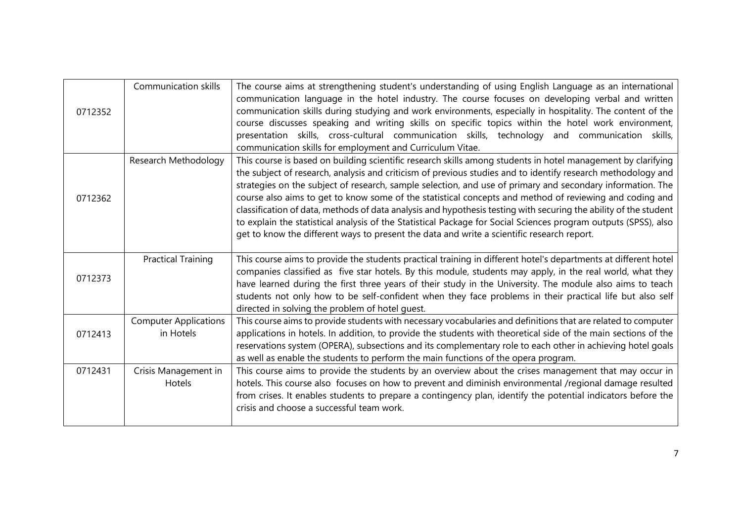| | | |
|---|---|---|
| 0712352 | Communication skills | The course aims at strengthening student's understanding of using English Language as an international communication language in the hotel industry. The course focuses on developing verbal and written communication skills during studying and work environments, especially in hospitality. The content of the course discusses speaking and writing skills on specific topics within the hotel work environment, presentation skills, cross-cultural communication skills, technology and communication skills, communication skills for employment and Curriculum Vitae. |
| 0712362 | Research Methodology | This course is based on building scientific research skills among students in hotel management by clarifying the subject of research, analysis and criticism of previous studies and to identify research methodology and strategies on the subject of research, sample selection, and use of primary and secondary information. The course also aims to get to know some of the statistical concepts and method of reviewing and coding and classification of data, methods of data analysis and hypothesis testing with securing the ability of the student to explain the statistical analysis of the Statistical Package for Social Sciences program outputs (SPSS), also get to know the different ways to present the data and write a scientific research report. |
| 0712373 | Practical Training | This course aims to provide the students practical training in different hotel's departments at different hotel companies classified as five star hotels. By this module, students may apply, in the real world, what they have learned during the first three years of their study in the University. The module also aims to teach students not only how to be self-confident when they face problems in their practical life but also self directed in solving the problem of hotel guest. |
| 0712413 | Computer Applications in Hotels | This course aims to provide students with necessary vocabularies and definitions that are related to computer applications in hotels. In addition, to provide the students with theoretical side of the main sections of the reservations system (OPERA), subsections and its complementary role to each other in achieving hotel goals as well as enable the students to perform the main functions of the opera program. |
| 0712431 | Crisis Management in Hotels | This course aims to provide the students by an overview about the crises management that may occur in hotels. This course also focuses on how to prevent and diminish environmental /regional damage resulted from crises. It enables students to prepare a contingency plan, identify the potential indicators before the crisis and choose a successful team work. |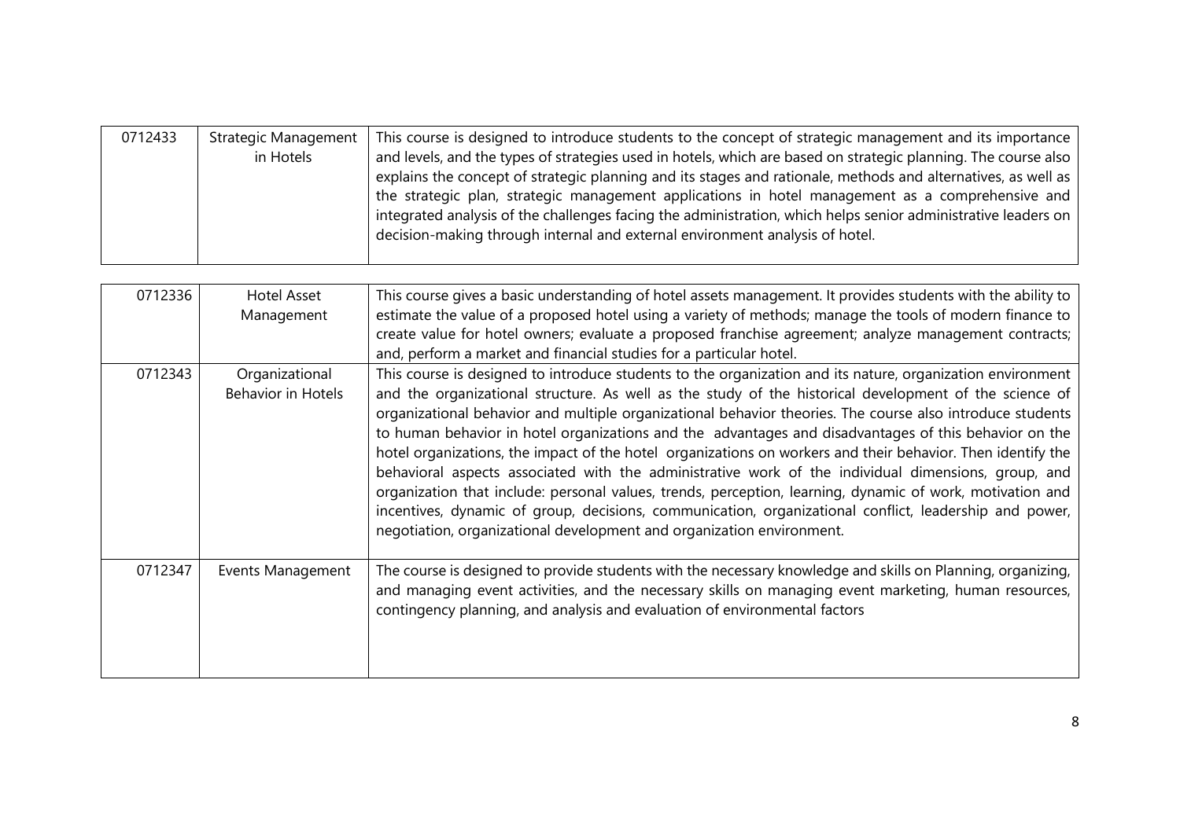| | | |
|---|---|---|
| 0712433 | Strategic Management in Hotels | This course is designed to introduce students to the concept of strategic management and its importance and levels, and the types of strategies used in hotels, which are based on strategic planning. The course also explains the concept of strategic planning and its stages and rationale, methods and alternatives, as well as the strategic plan, strategic management applications in hotel management as a comprehensive and integrated analysis of the challenges facing the administration, which helps senior administrative leaders on decision-making through internal and external environment analysis of hotel. |

| | | |
|---|---|---|
| 0712336 | Hotel Asset Management | This course gives a basic understanding of hotel assets management. It provides students with the ability to estimate the value of a proposed hotel using a variety of methods; manage the tools of modern finance to create value for hotel owners; evaluate a proposed franchise agreement; analyze management contracts; and, perform a market and financial studies for a particular hotel. |
| 0712343 | Organizational Behavior in Hotels | This course is designed to introduce students to the organization and its nature, organization environment and the organizational structure. As well as the study of the historical development of the science of organizational behavior and multiple organizational behavior theories. The course also introduce students to human behavior in hotel organizations and the advantages and disadvantages of this behavior on the hotel organizations, the impact of the hotel organizations on workers and their behavior. Then identify the behavioral aspects associated with the administrative work of the individual dimensions, group, and organization that include: personal values, trends, perception, learning, dynamic of work, motivation and incentives, dynamic of group, decisions, communication, organizational conflict, leadership and power, negotiation, organizational development and organization environment. |
| 0712347 | Events Management | The course is designed to provide students with the necessary knowledge and skills on Planning, organizing, and managing event activities, and the necessary skills on managing event marketing, human resources, contingency planning, and analysis and evaluation of environmental factors |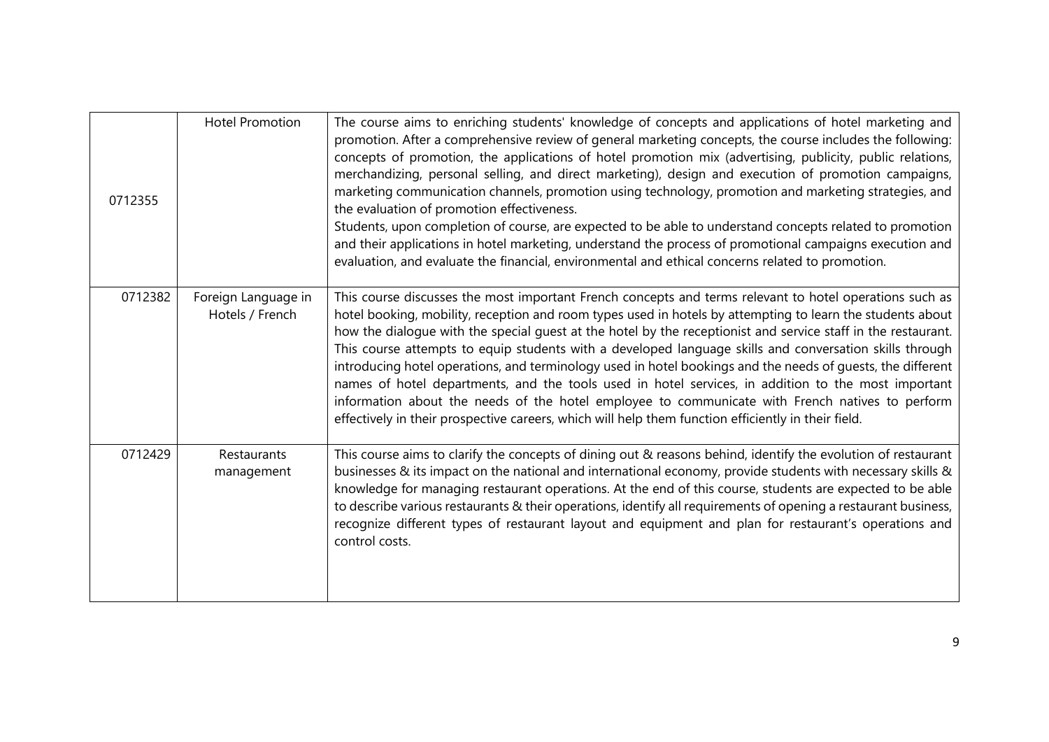| | | |
|---|---|---|
| 0712355 | Hotel Promotion | The course aims to enriching students' knowledge of concepts and applications of hotel marketing and promotion. After a comprehensive review of general marketing concepts, the course includes the following: concepts of promotion, the applications of hotel promotion mix (advertising, publicity, public relations, merchandizing, personal selling, and direct marketing), design and execution of promotion campaigns, marketing communication channels, promotion using technology, promotion and marketing strategies, and the evaluation of promotion effectiveness.<br>Students, upon completion of course, are expected to be able to understand concepts related to promotion and their applications in hotel marketing, understand the process of promotional campaigns execution and evaluation, and evaluate the financial, environmental and ethical concerns related to promotion. |
| 0712382 | Foreign Language in Hotels / French | This course discusses the most important French concepts and terms relevant to hotel operations such as hotel booking, mobility, reception and room types used in hotels by attempting to learn the students about how the dialogue with the special guest at the hotel by the receptionist and service staff in the restaurant. This course attempts to equip students with a developed language skills and conversation skills through introducing hotel operations, and terminology used in hotel bookings and the needs of guests, the different names of hotel departments, and the tools used in hotel services, in addition to the most important information about the needs of the hotel employee to communicate with French natives to perform effectively in their prospective careers, which will help them function efficiently in their field. |
| 0712429 | Restaurants management | This course aims to clarify the concepts of dining out & reasons behind, identify the evolution of restaurant businesses & its impact on the national and international economy, provide students with necessary skills & knowledge for managing restaurant operations. At the end of this course, students are expected to be able to describe various restaurants & their operations, identify all requirements of opening a restaurant business, recognize different types of restaurant layout and equipment and plan for restaurant's operations and control costs. |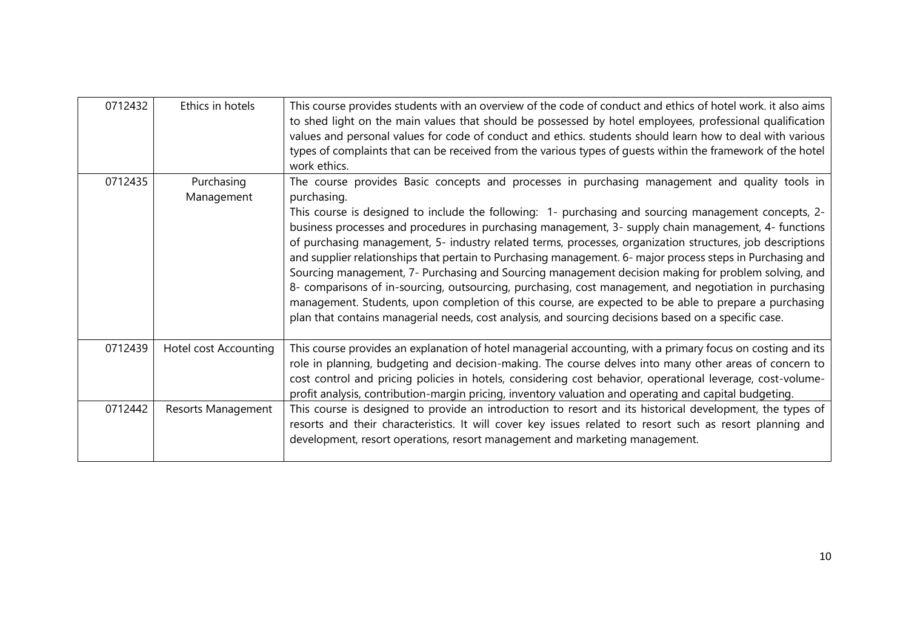| | | |
|---|---|---|
| 0712432 | Ethics in hotels | This course provides students with an overview of the code of conduct and ethics of hotel work. it also aims to shed light on the main values that should be possessed by hotel employees, professional qualification values and personal values for code of conduct and ethics. students should learn how to deal with various types of complaints that can be received from the various types of guests within the framework of the hotel work ethics. |
| 0712435 | Purchasing Management | The course provides Basic concepts and processes in purchasing management and quality tools in purchasing.<br>This course is designed to include the following: 1- purchasing and sourcing management concepts, 2- business processes and procedures in purchasing management, 3- supply chain management, 4- functions of purchasing management, 5- industry related terms, processes, organization structures, job descriptions and supplier relationships that pertain to Purchasing management. 6- major process steps in Purchasing and Sourcing management, 7- Purchasing and Sourcing management decision making for problem solving, and 8- comparisons of in-sourcing, outsourcing, purchasing, cost management, and negotiation in purchasing management. Students, upon completion of this course, are expected to be able to prepare a purchasing plan that contains managerial needs, cost analysis, and sourcing decisions based on a specific case. |
| 0712439 | Hotel cost Accounting | This course provides an explanation of hotel managerial accounting, with a primary focus on costing and its role in planning, budgeting and decision-making. The course delves into many other areas of concern to cost control and pricing policies in hotels, considering cost behavior, operational leverage, cost-volume-profit analysis, contribution-margin pricing, inventory valuation and operating and capital budgeting. |
| 0712442 | Resorts Management | This course is designed to provide an introduction to resort and its historical development, the types of resorts and their characteristics. It will cover key issues related to resort such as resort planning and development, resort operations, resort management and marketing management. |